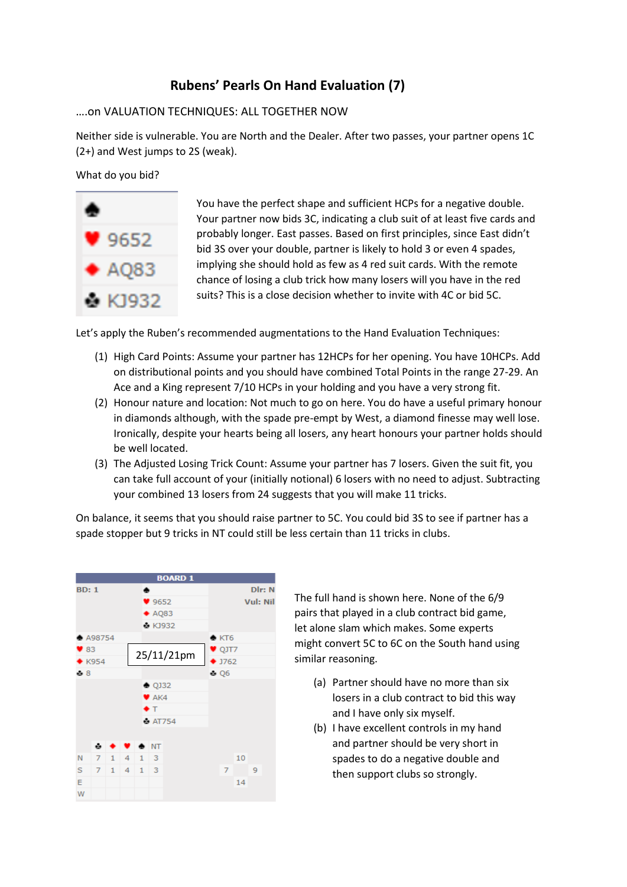# Rubens' Pearls On Hand Evaluation (7)

....on VALUATION TECHNIQUES: ALL TOGETHER NOW

Neither side is vulnerable. You are North and the Dealer. After two passes, your partner opens 1C (2+) and West jumps to 2S (weak).

What do you bid?

| |
|---|
| ♠ |
| ♥ 9652 |
| ♦ AQ83 |
| ♣ KJ932 |

You have the perfect shape and sufficient HCPs for a negative double. Your partner now bids 3C, indicating a club suit of at least five cards and probably longer. East passes. Based on first principles, since East didn't bid 3S over your double, partner is likely to hold 3 or even 4 spades, implying she should hold as few as 4 red suit cards. With the remote chance of losing a club trick how many losers will you have in the red suits? This is a close decision whether to invite with 4C or bid 5C.

Let's apply the Ruben's recommended augmentations to the Hand Evaluation Techniques:

(1) High Card Points: Assume your partner has 12HCPs for her opening. You have 10HCPs. Add on distributional points and you should have combined Total Points in the range 27-29. An Ace and a King represent 7/10 HCPs in your holding and you have a very strong fit.

(2) Honour nature and location: Not much to go on here. You do have a useful primary honour in diamonds although, with the spade pre-empt by West, a diamond finesse may well lose. Ironically, despite your hearts being all losers, any heart honours your partner holds should be well located.

(3) The Adjusted Losing Trick Count: Assume your partner has 7 losers. Given the suit fit, you can take full account of your (initially notional) 6 losers with no need to adjust. Subtracting your combined 13 losers from 24 suggests that you will make 11 tricks.

On balance, it seems that you should raise partner to 5C. You could bid 3S to see if partner has a spade stopper but 9 tricks in NT could still be less certain than 11 tricks in clubs.

| BOARD 1 | | |
|---|---|---|
| BD: 1 | ♠<br>♥ 9652<br>♦ AQ83<br>♣ KJ932 | Dlr: N<br>Vul: Nil |
| ♠ A98754<br>♥ 83<br>♦ K954<br>♣ 8 | 25/11/21pm | ♠ KT6<br>♥ QJT7<br>♦ J762<br>♣ Q6 |
| | ♠ QJ32<br>♥ AK4<br>♦ T<br>♣ AT754 | |

| | ♣ | ♦ | ♥ | ♠ | NT |
|---|---|---|---|---|---|
| N | 7 | 1 | 4 | 1 | 3 |
| S | 7 | 1 | 4 | 1 | 3 |
| E | | | | | |
| W | | | | | |

HCP: N 10, W 7, E 9, S 14

The full hand is shown here. None of the 6/9 pairs that played in a club contract bid game, let alone slam which makes. Some experts might convert 5C to 6C on the South hand using similar reasoning.

(a) Partner should have no more than six losers in a club contract to bid this way and I have only six myself.

(b) I have excellent controls in my hand and partner should be very short in spades to do a negative double and then support clubs so strongly.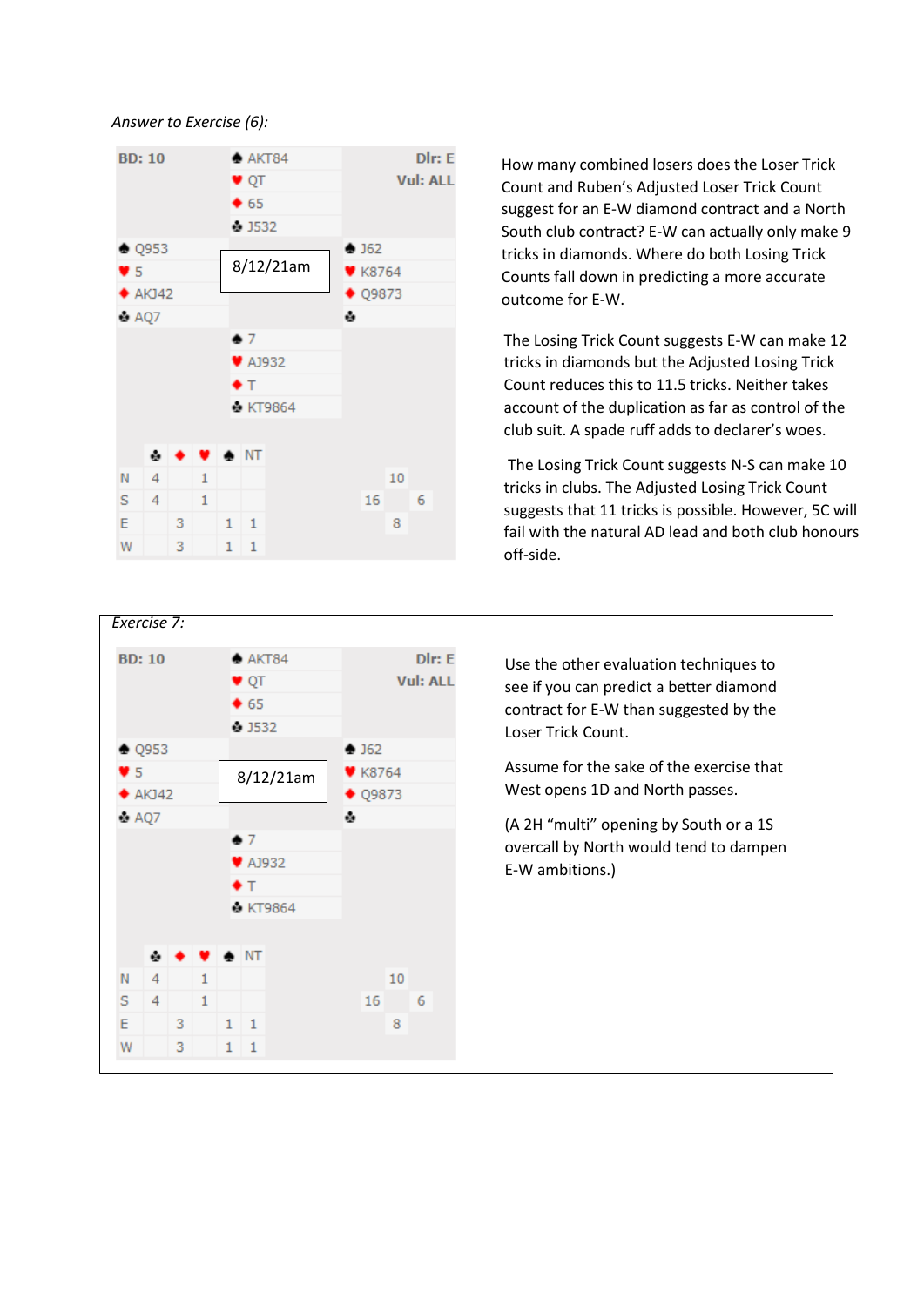*Answer to Exercise (6):*

BD: 10 Dlr: E Vul: ALL

North: ♠ AKT84 ♥ QT ♦ 65 ♣ J532

West: ♠ Q953 ♥ 5 ♦ AKJ42 ♣ AQ7

East: ♠ J62 ♥ K8764 ♦ Q9873 ♣

South: ♠ 7 ♥ AJ932 ♦ T ♣ KT9864

8/12/21am

| | ♣ | ♦ | ♥ | ♠ | NT |
|---|---|---|---|---|---|
| N | 4 | | 1 | | |
| S | 4 | | 1 | | |
| E | | 3 | | 1 | 1 |
| W | | 3 | | 1 | 1 |

HCP: N 10, W 16, E 6, S 8

How many combined losers does the Loser Trick Count and Ruben's Adjusted Loser Trick Count suggest for an E-W diamond contract and a North South club contract? E-W can actually only make 9 tricks in diamonds. Where do both Losing Trick Counts fall down in predicting a more accurate outcome for E-W.

The Losing Trick Count suggests E-W can make 12 tricks in diamonds but the Adjusted Losing Trick Count reduces this to 11.5 tricks. Neither takes account of the duplication as far as control of the club suit. A spade ruff adds to declarer's woes.

The Losing Trick Count suggests N-S can make 10 tricks in clubs. The Adjusted Losing Trick Count suggests that 11 tricks is possible. However, 5C will fail with the natural AD lead and both club honours off-side.

*Exercise 7:*

BD: 10 Dlr: E Vul: ALL

North: ♠ AKT84 ♥ QT ♦ 65 ♣ J532

West: ♠ Q953 ♥ 5 ♦ AKJ42 ♣ AQ7

East: ♠ J62 ♥ K8764 ♦ Q9873 ♣

South: ♠ 7 ♥ AJ932 ♦ T ♣ KT9864

8/12/21am

| | ♣ | ♦ | ♥ | ♠ | NT |
|---|---|---|---|---|---|
| N | 4 | | 1 | | |
| S | 4 | | 1 | | |
| E | | 3 | | 1 | 1 |
| W | | 3 | | 1 | 1 |

HCP: N 10, W 16, E 6, S 8

Use the other evaluation techniques to see if you can predict a better diamond contract for E-W than suggested by the Loser Trick Count.

Assume for the sake of the exercise that West opens 1D and North passes.

(A 2H "multi" opening by South or a 1S overcall by North would tend to dampen E-W ambitions.)